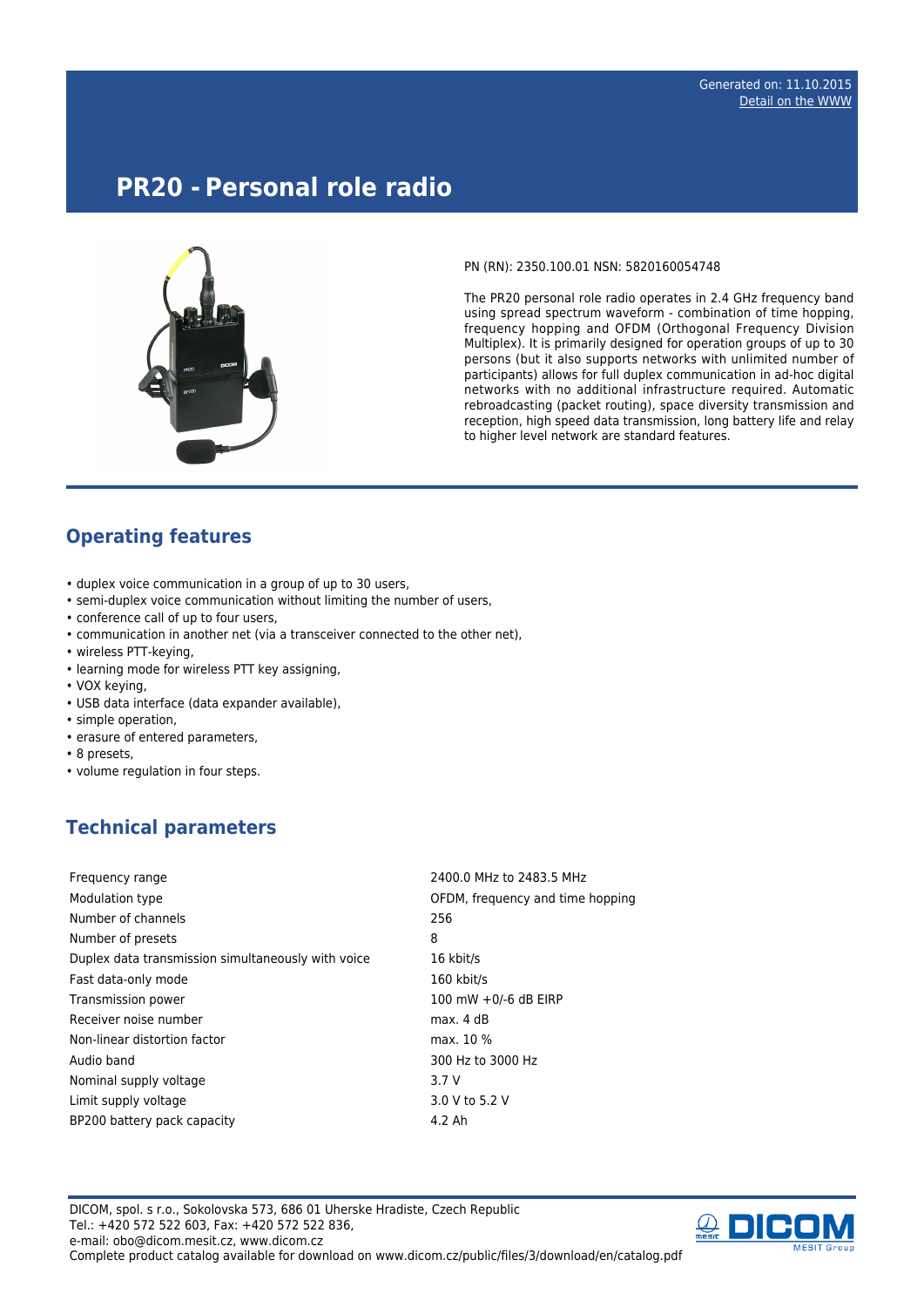Generated on: 11.10.2015
Detail on the WWW

# PR20 - Personal role radio

PN (RN): 2350.100.01 NSN: 5820160054748

The PR20 personal role radio operates in 2.4 GHz frequency band using spread spectrum waveform - combination of time hopping, frequency hopping and OFDM (Orthogonal Frequency Division Multiplex). It is primarily designed for operation groups of up to 30 persons (but it also supports networks with unlimited number of participants) allows for full duplex communication in ad-hoc digital networks with no additional infrastructure required. Automatic rebroadcasting (packet routing), space diversity transmission and reception, high speed data transmission, long battery life and relay to higher level network are standard features.

## Operating features

- duplex voice communication in a group of up to 30 users,
- semi-duplex voice communication without limiting the number of users,
- conference call of up to four users,
- communication in another net (via a transceiver connected to the other net),
- wireless PTT-keying,
- learning mode for wireless PTT key assigning,
- VOX keying,
- USB data interface (data expander available),
- simple operation,
- erasure of entered parameters,
- 8 presets,
- volume regulation in four steps.

## Technical parameters

| | |
|---|---|
| Frequency range | 2400.0 MHz to 2483.5 MHz |
| Modulation type | OFDM, frequency and time hopping |
| Number of channels | 256 |
| Number of presets | 8 |
| Duplex data transmission simultaneously with voice | 16 kbit/s |
| Fast data-only mode | 160 kbit/s |
| Transmission power | 100 mW +0/-6 dB EIRP |
| Receiver noise number | max. 4 dB |
| Non-linear distortion factor | max. 10 % |
| Audio band | 300 Hz to 3000 Hz |
| Nominal supply voltage | 3.7 V |
| Limit supply voltage | 3.0 V to 5.2 V |
| BP200 battery pack capacity | 4.2 Ah |

DICOM, spol. s r.o., Sokolovska 573, 686 01 Uherske Hradiste, Czech Republic
Tel.: +420 572 522 603, Fax: +420 572 522 836,
e-mail: obo@dicom.mesit.cz, www.dicom.cz
Complete product catalog available for download on www.dicom.cz/public/files/3/download/en/catalog.pdf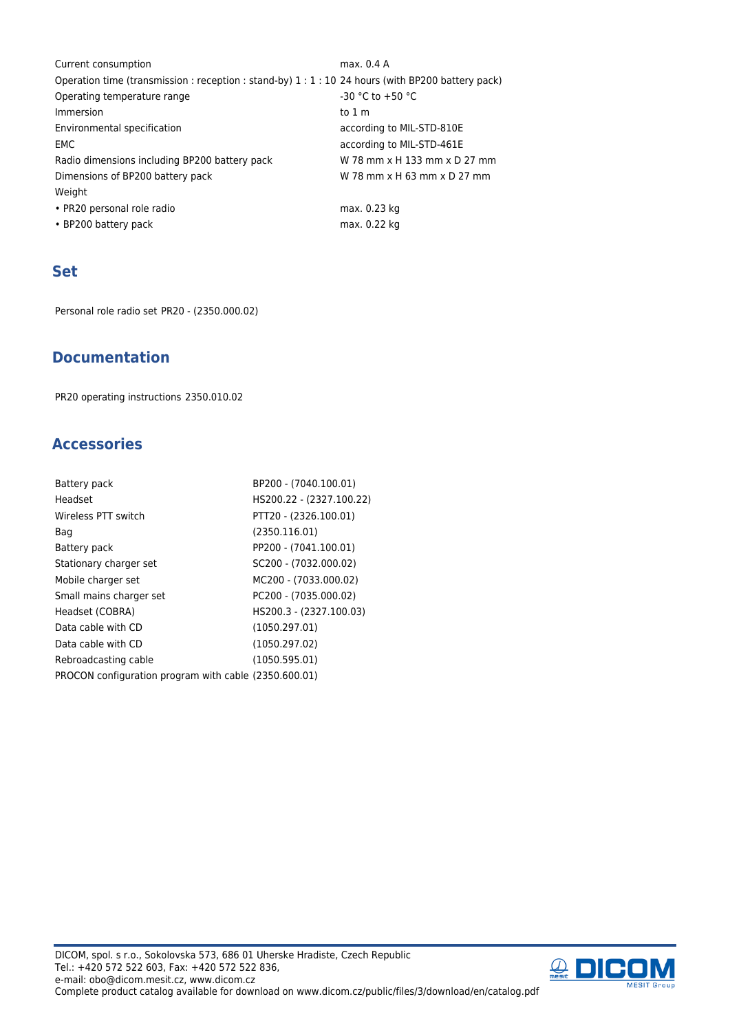| | |
|---|---|
| Current consumption | max. 0.4 A |
| Operation time (transmission : reception : stand-by) 1 : 1 : 10 | 24 hours (with BP200 battery pack) |
| Operating temperature range | -30 °C to +50 °C |
| Immersion | to 1 m |
| Environmental specification | according to MIL-STD-810E |
| EMC | according to MIL-STD-461E |
| Radio dimensions including BP200 battery pack | W 78 mm x H 133 mm x D 27 mm |
| Dimensions of BP200 battery pack | W 78 mm x H 63 mm x D 27 mm |
| Weight | |
| • PR20 personal role radio | max. 0.23 kg |
| • BP200 battery pack | max. 0.22 kg |

## Set

Personal role radio set PR20 - (2350.000.02)

## Documentation

PR20 operating instructions 2350.010.02

## Accessories

| | |
|---|---|
| Battery pack | BP200 - (7040.100.01) |
| Headset | HS200.22 - (2327.100.22) |
| Wireless PTT switch | PTT20 - (2326.100.01) |
| Bag | (2350.116.01) |
| Battery pack | PP200 - (7041.100.01) |
| Stationary charger set | SC200 - (7032.000.02) |
| Mobile charger set | MC200 - (7033.000.02) |
| Small mains charger set | PC200 - (7035.000.02) |
| Headset (COBRA) | HS200.3 - (2327.100.03) |
| Data cable with CD | (1050.297.01) |
| Data cable with CD | (1050.297.02) |
| Rebroadcasting cable | (1050.595.01) |
| PROCON configuration program with cable | (2350.600.01) |

DICOM, spol. s r.o., Sokolovska 573, 686 01 Uherske Hradiste, Czech Republic
Tel.: +420 572 522 603, Fax: +420 572 522 836,
e-mail: obo@dicom.mesit.cz, www.dicom.cz
Complete product catalog available for download on www.dicom.cz/public/files/3/download/en/catalog.pdf